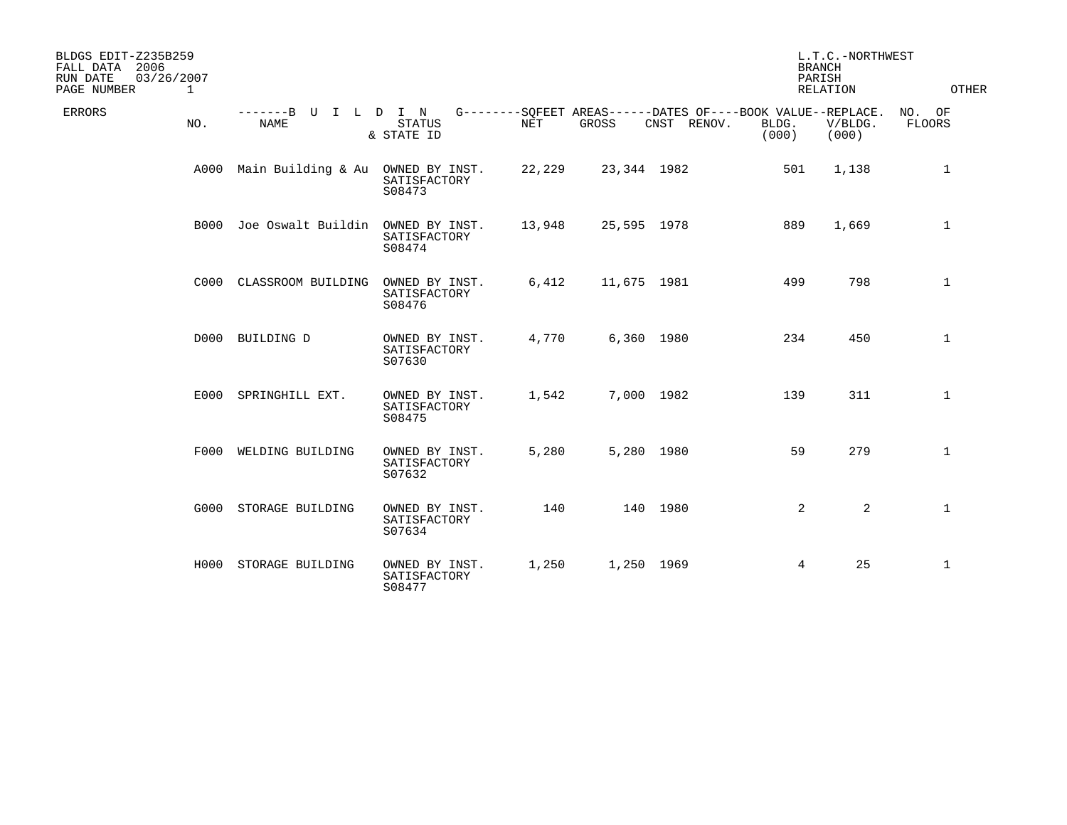BLDGS EDIT-Z235B259
FALL DATA 2006
RUN DATE 03/26/2007
PAGE NUMBER 1

L.T.C.-NORTHWEST
BRANCH
PARISH
RELATION
OTHER

| ERRORS | NO. | -------B U I L D I N NAME | STATUS & STATE ID | G--------SQFEET AREAS------ NET | GROSS | DATES OF---- CNST | RENOV. | BOOK VALUE-- BLDG. (000) | REPLACE. V/BLDG. (000) | NO. OF FLOORS |
|---|---|---|---|---|---|---|---|---|---|---|
| | A000 | Main Building & Au | OWNED BY INST. SATISFACTORY S08473 | 22,229 | 23,344 | 1982 | | 501 | 1,138 | 1 |
| | B000 | Joe Oswalt Buildin | OWNED BY INST. SATISFACTORY S08474 | 13,948 | 25,595 | 1978 | | 889 | 1,669 | 1 |
| | C000 | CLASSROOM BUILDING | OWNED BY INST. SATISFACTORY S08476 | 6,412 | 11,675 | 1981 | | 499 | 798 | 1 |
| | D000 | BUILDING D | OWNED BY INST. SATISFACTORY S07630 | 4,770 | 6,360 | 1980 | | 234 | 450 | 1 |
| | E000 | SPRINGHILL EXT. | OWNED BY INST. SATISFACTORY S08475 | 1,542 | 7,000 | 1982 | | 139 | 311 | 1 |
| | F000 | WELDING BUILDING | OWNED BY INST. SATISFACTORY S07632 | 5,280 | 5,280 | 1980 | | 59 | 279 | 1 |
| | G000 | STORAGE BUILDING | OWNED BY INST. SATISFACTORY S07634 | 140 | 140 | 1980 | | 2 | 2 | 1 |
| | H000 | STORAGE BUILDING | OWNED BY INST. SATISFACTORY S08477 | 1,250 | 1,250 | 1969 | | 4 | 25 | 1 |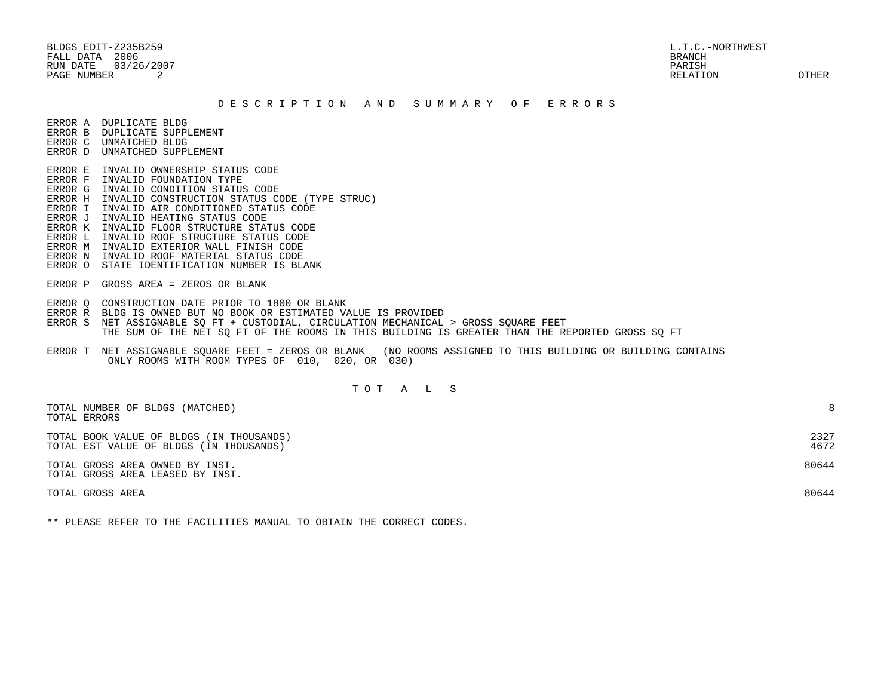BLDGS EDIT-Z235B259
FALL DATA 2006
RUN DATE 03/26/2007
PAGE NUMBER 2

L.T.C.-NORTHWEST
BRANCH
PARISH
RELATION OTHER

## D E S C R I P T I O N   A N D   S U M M A R Y   O F   E R R O R S

ERROR A DUPLICATE BLDG
ERROR B DUPLICATE SUPPLEMENT
ERROR C UNMATCHED BLDG
ERROR D UNMATCHED SUPPLEMENT

ERROR E INVALID OWNERSHIP STATUS CODE
ERROR F INVALID FOUNDATION TYPE
ERROR G INVALID CONDITION STATUS CODE
ERROR H INVALID CONSTRUCTION STATUS CODE (TYPE STRUC)
ERROR I INVALID AIR CONDITIONED STATUS CODE
ERROR J INVALID HEATING STATUS CODE
ERROR K INVALID FLOOR STRUCTURE STATUS CODE
ERROR L INVALID ROOF STRUCTURE STATUS CODE
ERROR M INVALID EXTERIOR WALL FINISH CODE
ERROR N INVALID ROOF MATERIAL STATUS CODE
ERROR O STATE IDENTIFICATION NUMBER IS BLANK

ERROR P GROSS AREA = ZEROS OR BLANK

ERROR Q CONSTRUCTION DATE PRIOR TO 1800 OR BLANK
ERROR R BLDG IS OWNED BUT NO BOOK OR ESTIMATED VALUE IS PROVIDED
ERROR S NET ASSIGNABLE SQ FT + CUSTODIAL, CIRCULATION MECHANICAL > GROSS SQUARE FEET
THE SUM OF THE NET SQ FT OF THE ROOMS IN THIS BUILDING IS GREATER THAN THE REPORTED GROSS SQ FT

ERROR T NET ASSIGNABLE SQUARE FEET = ZEROS OR BLANK (NO ROOMS ASSIGNED TO THIS BUILDING OR BUILDING CONTAINS ONLY ROOMS WITH ROOM TYPES OF 010, 020, OR 030)

## T O T A L S

| | |
|---|---|
| TOTAL NUMBER OF BLDGS (MATCHED) | 8 |
| TOTAL ERRORS | |
| TOTAL BOOK VALUE OF BLDGS (IN THOUSANDS) | 2327 |
| TOTAL EST VALUE OF BLDGS (IN THOUSANDS) | 4672 |
| TOTAL GROSS AREA OWNED BY INST. | 80644 |
| TOTAL GROSS AREA LEASED BY INST. | |
| TOTAL GROSS AREA | 80644 |

** PLEASE REFER TO THE FACILITIES MANUAL TO OBTAIN THE CORRECT CODES.